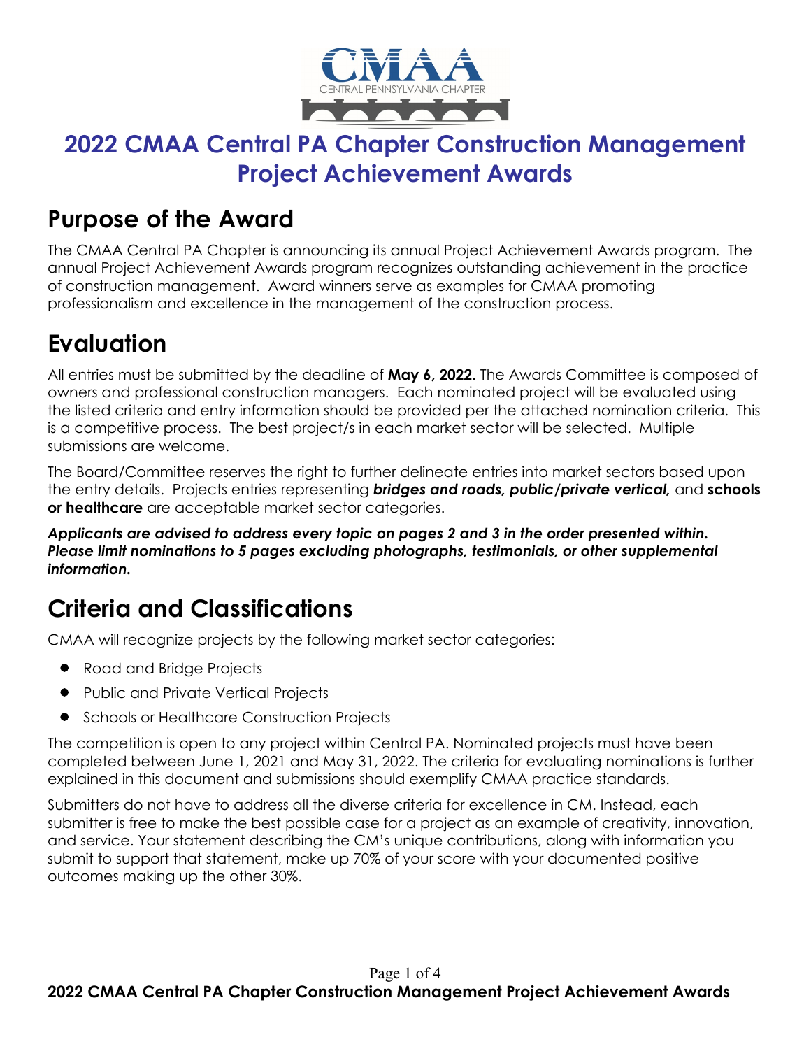# 2022 CMAA Central PA Chapter Construction Management Project Achievement Awards

## Purpose of the Award

The CMAA Central PA Chapter is announcing its annual Project Achievement Awards program. The annual Project Achievement Awards program recognizes outstanding achievement in the practice of construction management. Award winners serve as examples for CMAA promoting professionalism and excellence in the management of the construction process.

## Evaluation

All entries must be submitted by the deadline of **May 6, 2022.** The Awards Committee is composed of owners and professional construction managers. Each nominated project will be evaluated using the listed criteria and entry information should be provided per the attached nomination criteria. This is a competitive process. The best project/s in each market sector will be selected. Multiple submissions are welcome.

The Board/Committee reserves the right to further delineate entries into market sectors based upon the entry details. Projects entries representing ***bridges and roads, public/private vertical,*** and **schools or healthcare** are acceptable market sector categories.

***Applicants are advised to address every topic on pages 2 and 3 in the order presented within. Please limit nominations to 5 pages excluding photographs, testimonials, or other supplemental information.***

## Criteria and Classifications

CMAA will recognize projects by the following market sector categories:

- Road and Bridge Projects
- Public and Private Vertical Projects
- Schools or Healthcare Construction Projects

The competition is open to any project within Central PA. Nominated projects must have been completed between June 1, 2021 and May 31, 2022. The criteria for evaluating nominations is further explained in this document and submissions should exemplify CMAA practice standards.

Submitters do not have to address all the diverse criteria for excellence in CM. Instead, each submitter is free to make the best possible case for a project as an example of creativity, innovation, and service. Your statement describing the CM's unique contributions, along with information you submit to support that statement, make up 70% of your score with your documented positive outcomes making up the other 30%.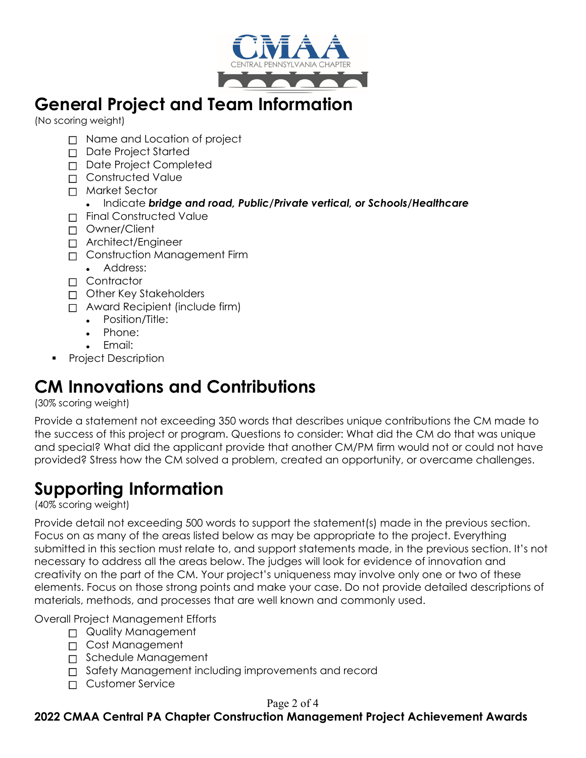## General Project and Team Information

(No scoring weight)

- ☐ Name and Location of project
- ☐ Date Project Started
- ☐ Date Project Completed
- ☐ Constructed Value
- ☐ Market Sector
  - Indicate ***bridge and road, Public/Private vertical, or Schools/Healthcare***
- ☐ Final Constructed Value
- ☐ Owner/Client
- ☐ Architect/Engineer
- ☐ Construction Management Firm
  - Address:
- ☐ Contractor
- ☐ Other Key Stakeholders
- ☐ Award Recipient (include firm)
  - Position/Title:
  - Phone:
  - Email:
- Project Description

## CM Innovations and Contributions

(30% scoring weight)

Provide a statement not exceeding 350 words that describes unique contributions the CM made to the success of this project or program. Questions to consider: What did the CM do that was unique and special? What did the applicant provide that another CM/PM firm would not or could not have provided? Stress how the CM solved a problem, created an opportunity, or overcame challenges.

## Supporting Information

(40% scoring weight)

Provide detail not exceeding 500 words to support the statement(s) made in the previous section. Focus on as many of the areas listed below as may be appropriate to the project. Everything submitted in this section must relate to, and support statements made, in the previous section. It's not necessary to address all the areas below. The judges will look for evidence of innovation and creativity on the part of the CM. Your project's uniqueness may involve only one or two of these elements. Focus on those strong points and make your case. Do not provide detailed descriptions of materials, methods, and processes that are well known and commonly used.

Overall Project Management Efforts

- ☐ Quality Management
- ☐ Cost Management
- ☐ Schedule Management
- ☐ Safety Management including improvements and record
- ☐ Customer Service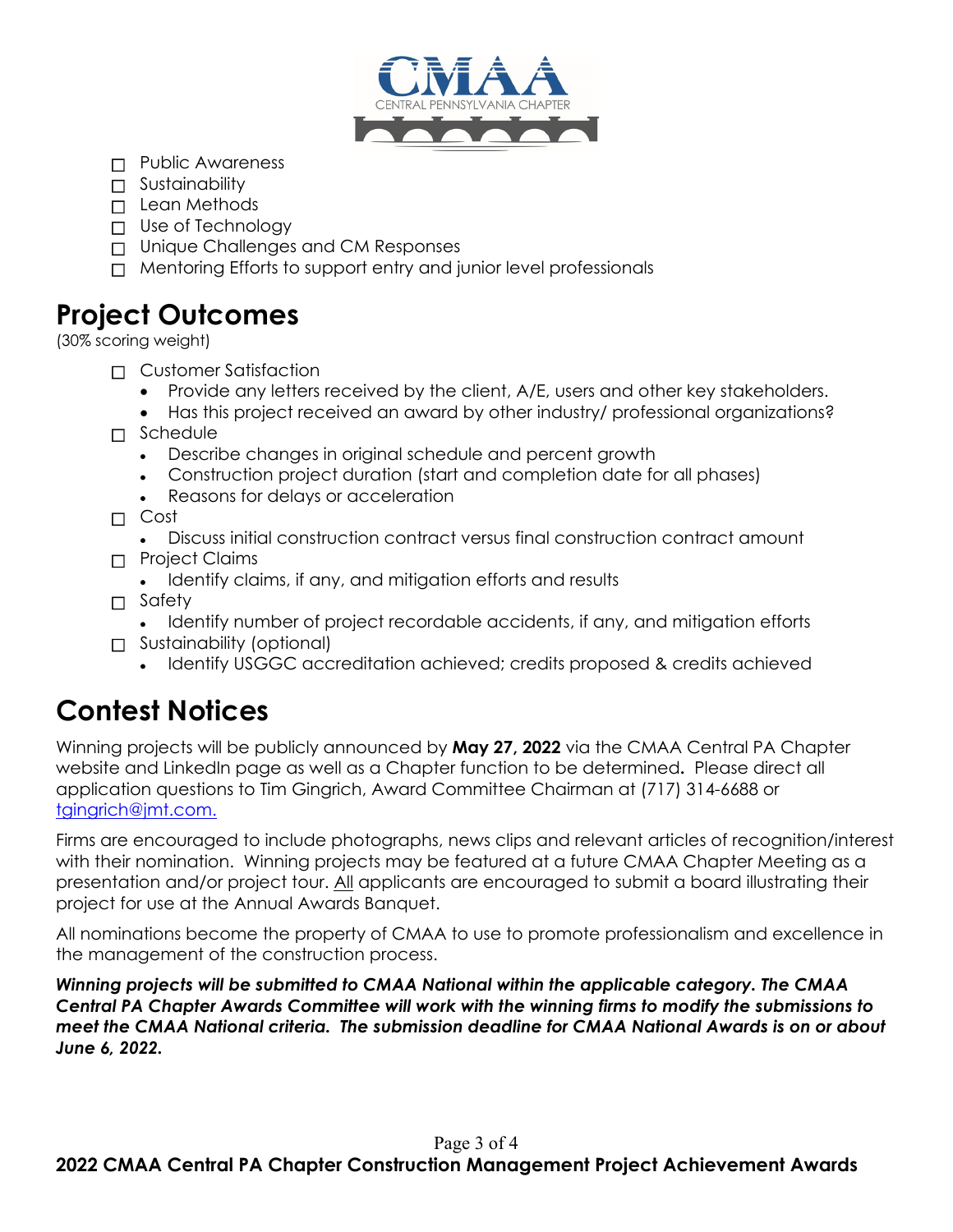- ☐ Public Awareness
- ☐ Sustainability
- ☐ Lean Methods
- ☐ Use of Technology
- ☐ Unique Challenges and CM Responses
- ☐ Mentoring Efforts to support entry and junior level professionals

# Project Outcomes

(30% scoring weight)

- ☐ Customer Satisfaction
  - Provide any letters received by the client, A/E, users and other key stakeholders.
  - Has this project received an award by other industry/ professional organizations?
- ☐ Schedule
  - Describe changes in original schedule and percent growth
  - Construction project duration (start and completion date for all phases)
  - Reasons for delays or acceleration
- ☐ Cost
  - Discuss initial construction contract versus final construction contract amount
- ☐ Project Claims
  - Identify claims, if any, and mitigation efforts and results
- ☐ Safety
  - Identify number of project recordable accidents, if any, and mitigation efforts
- ☐ Sustainability (optional)
  - Identify USGGC accreditation achieved; credits proposed & credits achieved

# Contest Notices

Winning projects will be publicly announced by **May 27, 2022** via the CMAA Central PA Chapter website and LinkedIn page as well as a Chapter function to be determined**.** Please direct all application questions to Tim Gingrich, Award Committee Chairman at (717) 314-6688 or tgingrich@jmt.com.

Firms are encouraged to include photographs, news clips and relevant articles of recognition/interest with their nomination. Winning projects may be featured at a future CMAA Chapter Meeting as a presentation and/or project tour. All applicants are encouraged to submit a board illustrating their project for use at the Annual Awards Banquet.

All nominations become the property of CMAA to use to promote professionalism and excellence in the management of the construction process.

***Winning projects will be submitted to CMAA National within the applicable category. The CMAA Central PA Chapter Awards Committee will work with the winning firms to modify the submissions to meet the CMAA National criteria. The submission deadline for CMAA National Awards is on or about June 6, 2022.***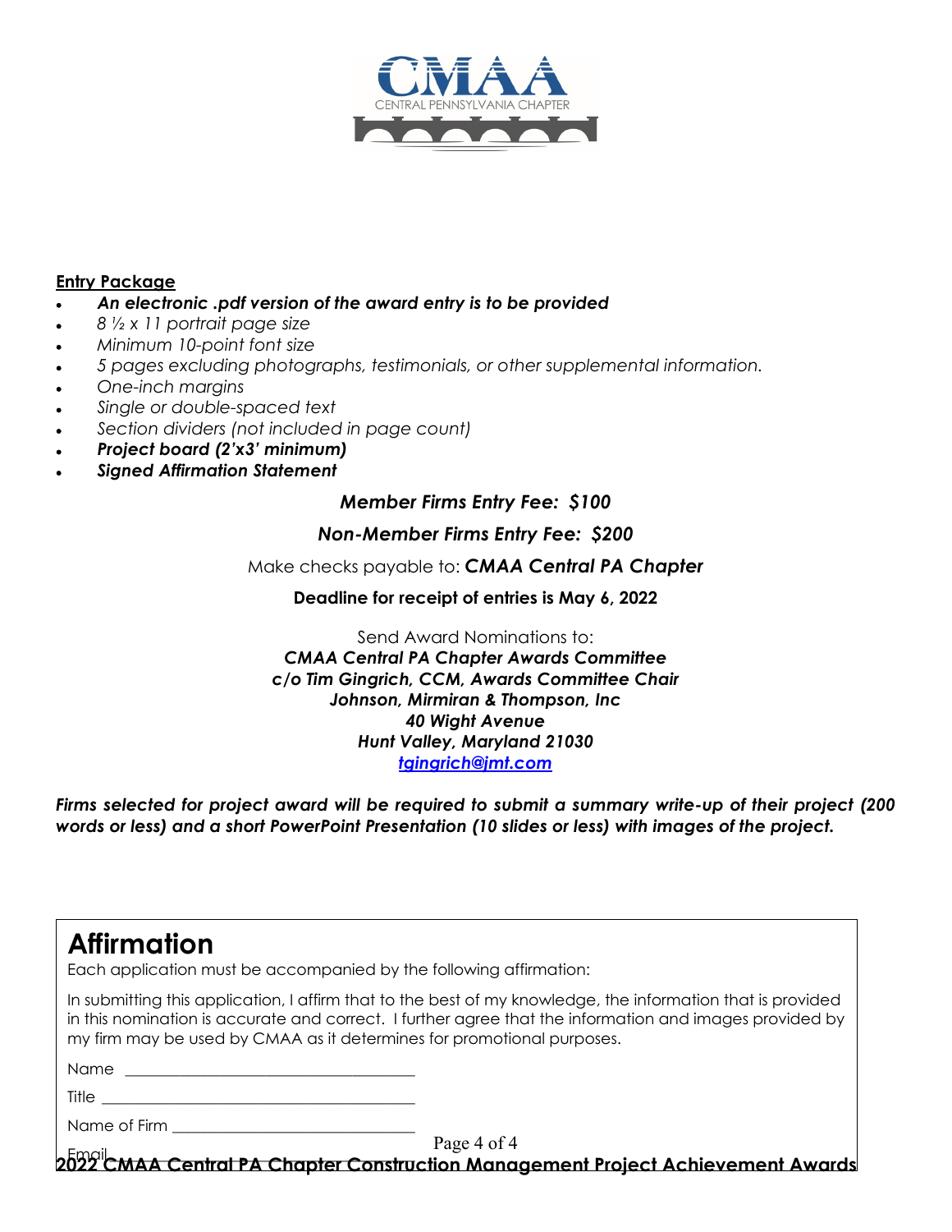**Entry Package**

- ***An electronic .pdf version of the award entry is to be provided***
- *8 ½ x 11 portrait page size*
- *Minimum 10-point font size*
- *5 pages excluding photographs, testimonials, or other supplemental information.*
- *One-inch margins*
- *Single or double-spaced text*
- *Section dividers (not included in page count)*
- ***Project board (2'x3' minimum)***
- ***Signed Affirmation Statement***

***Member Firms Entry Fee: $100***

***Non-Member Firms Entry Fee: $200***

Make checks payable to: ***CMAA Central PA Chapter***

**Deadline for receipt of entries is May 6, 2022**

Send Award Nominations to:
***CMAA Central PA Chapter Awards Committee***
***c/o Tim Gingrich, CCM, Awards Committee Chair***
***Johnson, Mirmiran & Thompson, Inc***
***40 Wight Avenue***
***Hunt Valley, Maryland 21030***
***tgingrich@jmt.com***

***Firms selected for project award will be required to submit a summary write-up of their project (200 words or less) and a short PowerPoint Presentation (10 slides or less) with images of the project.***

# Affirmation

Each application must be accompanied by the following affirmation:

In submitting this application, I affirm that to the best of my knowledge, the information that is provided in this nomination is accurate and correct. I further agree that the information and images provided by my firm may be used by CMAA as it determines for promotional purposes.

Name ___________________________________

Title ____________________________________

Name of Firm ____________________________

Email